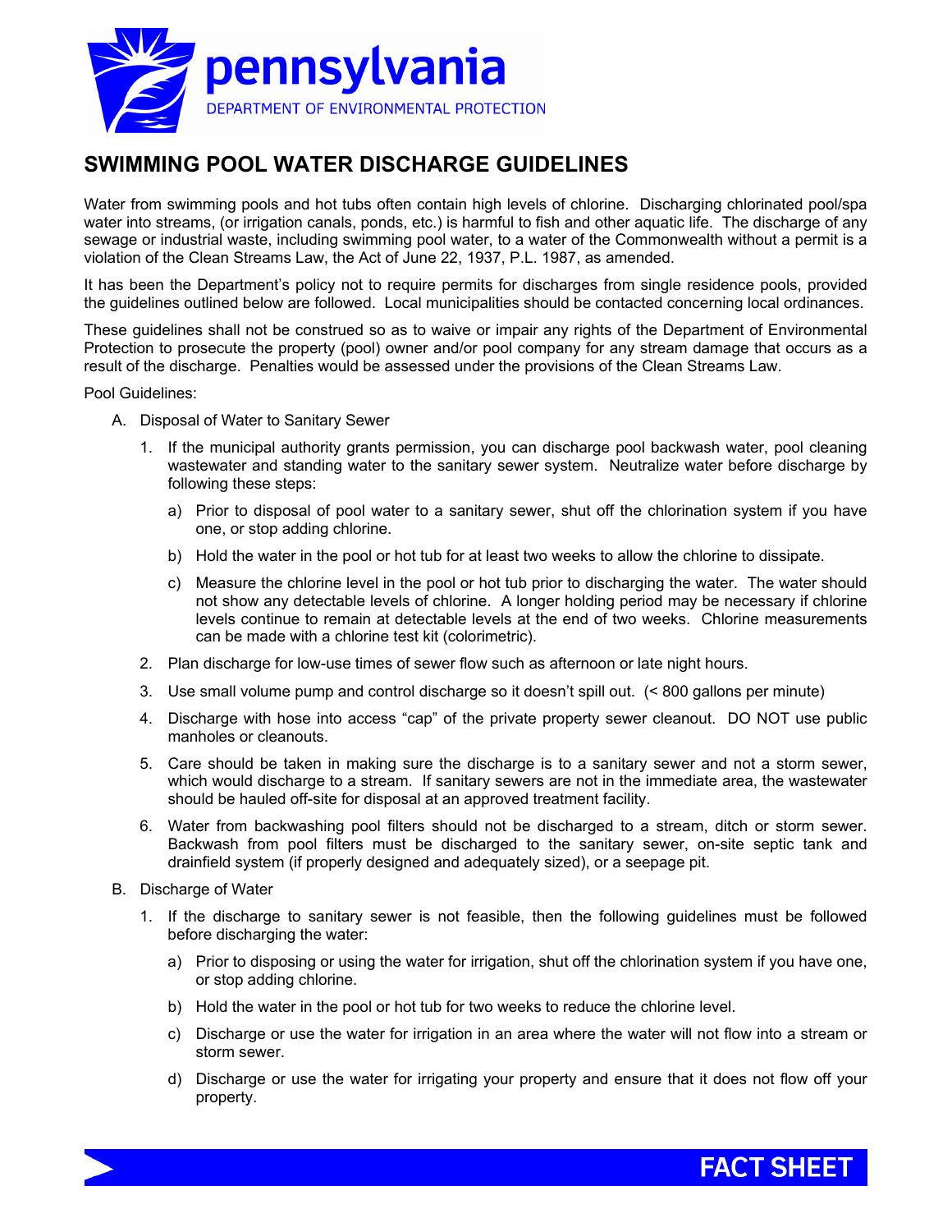pennsylvania

DEPARTMENT OF ENVIRONMENTAL PROTECTION

# SWIMMING POOL WATER DISCHARGE GUIDELINES

Water from swimming pools and hot tubs often contain high levels of chlorine. Discharging chlorinated pool/spa water into streams, (or irrigation canals, ponds, etc.) is harmful to fish and other aquatic life. The discharge of any sewage or industrial waste, including swimming pool water, to a water of the Commonwealth without a permit is a violation of the Clean Streams Law, the Act of June 22, 1937, P.L. 1987, as amended.

It has been the Department's policy not to require permits for discharges from single residence pools, provided the guidelines outlined below are followed. Local municipalities should be contacted concerning local ordinances.

These guidelines shall not be construed so as to waive or impair any rights of the Department of Environmental Protection to prosecute the property (pool) owner and/or pool company for any stream damage that occurs as a result of the discharge. Penalties would be assessed under the provisions of the Clean Streams Law.

Pool Guidelines:

A. Disposal of Water to Sanitary Sewer

   1. If the municipal authority grants permission, you can discharge pool backwash water, pool cleaning wastewater and standing water to the sanitary sewer system. Neutralize water before discharge by following these steps:

      a) Prior to disposal of pool water to a sanitary sewer, shut off the chlorination system if you have one, or stop adding chlorine.

      b) Hold the water in the pool or hot tub for at least two weeks to allow the chlorine to dissipate.

      c) Measure the chlorine level in the pool or hot tub prior to discharging the water. The water should not show any detectable levels of chlorine. A longer holding period may be necessary if chlorine levels continue to remain at detectable levels at the end of two weeks. Chlorine measurements can be made with a chlorine test kit (colorimetric).

   2. Plan discharge for low-use times of sewer flow such as afternoon or late night hours.

   3. Use small volume pump and control discharge so it doesn't spill out. (< 800 gallons per minute)

   4. Discharge with hose into access "cap" of the private property sewer cleanout. DO NOT use public manholes or cleanouts.

   5. Care should be taken in making sure the discharge is to a sanitary sewer and not a storm sewer, which would discharge to a stream. If sanitary sewers are not in the immediate area, the wastewater should be hauled off-site for disposal at an approved treatment facility.

   6. Water from backwashing pool filters should not be discharged to a stream, ditch or storm sewer. Backwash from pool filters must be discharged to the sanitary sewer, on-site septic tank and drainfield system (if properly designed and adequately sized), or a seepage pit.

B. Discharge of Water

   1. If the discharge to sanitary sewer is not feasible, then the following guidelines must be followed before discharging the water:

      a) Prior to disposing or using the water for irrigation, shut off the chlorination system if you have one, or stop adding chlorine.

      b) Hold the water in the pool or hot tub for two weeks to reduce the chlorine level.

      c) Discharge or use the water for irrigation in an area where the water will not flow into a stream or storm sewer.

      d) Discharge or use the water for irrigating your property and ensure that it does not flow off your property.

FACT SHEET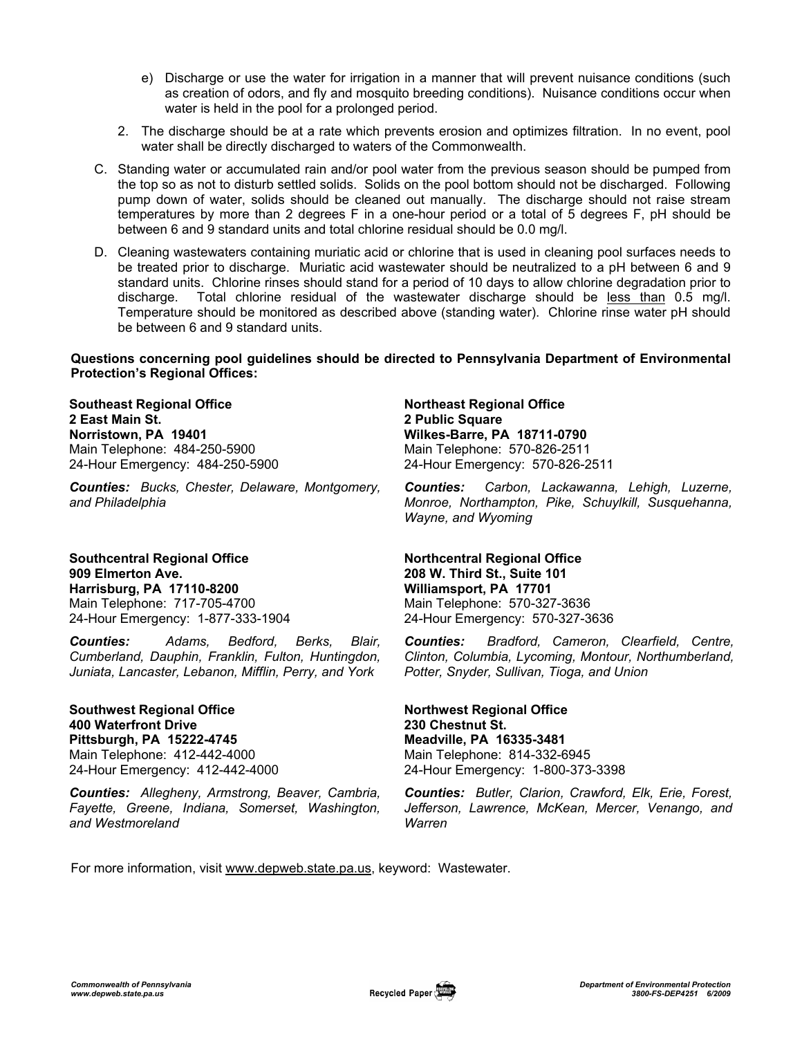e) Discharge or use the water for irrigation in a manner that will prevent nuisance conditions (such as creation of odors, and fly and mosquito breeding conditions). Nuisance conditions occur when water is held in the pool for a prolonged period.

2. The discharge should be at a rate which prevents erosion and optimizes filtration. In no event, pool water shall be directly discharged to waters of the Commonwealth.

C. Standing water or accumulated rain and/or pool water from the previous season should be pumped from the top so as not to disturb settled solids. Solids on the pool bottom should not be discharged. Following pump down of water, solids should be cleaned out manually. The discharge should not raise stream temperatures by more than 2 degrees F in a one-hour period or a total of 5 degrees F, pH should be between 6 and 9 standard units and total chlorine residual should be 0.0 mg/l.

D. Cleaning wastewaters containing muriatic acid or chlorine that is used in cleaning pool surfaces needs to be treated prior to discharge. Muriatic acid wastewater should be neutralized to a pH between 6 and 9 standard units. Chlorine rinses should stand for a period of 10 days to allow chlorine degradation prior to discharge. Total chlorine residual of the wastewater discharge should be less than 0.5 mg/l. Temperature should be monitored as described above (standing water). Chlorine rinse water pH should be between 6 and 9 standard units.

**Questions concerning pool guidelines should be directed to Pennsylvania Department of Environmental Protection's Regional Offices:**

**Southeast Regional Office**
**2 East Main St.**
**Norristown, PA 19401**
Main Telephone: 484-250-5900
24-Hour Emergency: 484-250-5900

***Counties:*** *Bucks, Chester, Delaware, Montgomery, and Philadelphia*

**Northeast Regional Office**
**2 Public Square**
**Wilkes-Barre, PA 18711-0790**
Main Telephone: 570-826-2511
24-Hour Emergency: 570-826-2511

***Counties:*** *Carbon, Lackawanna, Lehigh, Luzerne, Monroe, Northampton, Pike, Schuylkill, Susquehanna, Wayne, and Wyoming*

**Southcentral Regional Office**
**909 Elmerton Ave.**
**Harrisburg, PA 17110-8200**
Main Telephone: 717-705-4700
24-Hour Emergency: 1-877-333-1904

***Counties:*** *Adams, Bedford, Berks, Blair, Cumberland, Dauphin, Franklin, Fulton, Huntingdon, Juniata, Lancaster, Lebanon, Mifflin, Perry, and York*

**Northcentral Regional Office**
**208 W. Third St., Suite 101**
**Williamsport, PA 17701**
Main Telephone: 570-327-3636
24-Hour Emergency: 570-327-3636

***Counties:*** *Bradford, Cameron, Clearfield, Centre, Clinton, Columbia, Lycoming, Montour, Northumberland, Potter, Snyder, Sullivan, Tioga, and Union*

**Southwest Regional Office**
**400 Waterfront Drive**
**Pittsburgh, PA 15222-4745**
Main Telephone: 412-442-4000
24-Hour Emergency: 412-442-4000

***Counties:*** *Allegheny, Armstrong, Beaver, Cambria, Fayette, Greene, Indiana, Somerset, Washington, and Westmoreland*

**Northwest Regional Office**
**230 Chestnut St.**
**Meadville, PA 16335-3481**
Main Telephone: 814-332-6945
24-Hour Emergency: 1-800-373-3398

***Counties:*** *Butler, Clarion, Crawford, Elk, Erie, Forest, Jefferson, Lawrence, McKean, Mercer, Venango, and Warren*

For more information, visit www.depweb.state.pa.us, keyword: Wastewater.